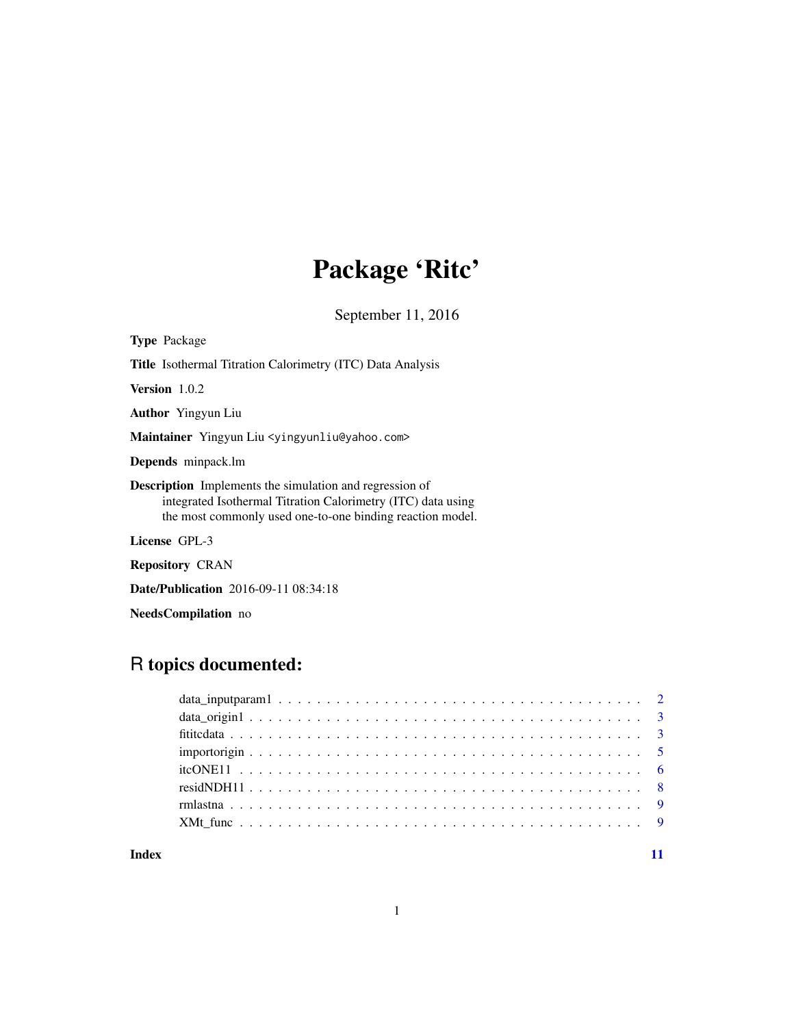# Package 'Ritc'

September 11, 2016

**Type** Package

**Title** Isothermal Titration Calorimetry (ITC) Data Analysis

**Version** 1.0.2

**Author** Yingyun Liu

**Maintainer** Yingyun Liu <yingyunliu@yahoo.com>

**Depends** minpack.lm

**Description** Implements the simulation and regression of integrated Isothermal Titration Calorimetry (ITC) data using the most commonly used one-to-one binding reaction model.

**License** GPL-3

**Repository** CRAN

**Date/Publication** 2016-09-11 08:34:18

**NeedsCompilation** no

## R topics documented:

| | |
|---|---|
| data_inputparam1 | 2 |
| data_origin1 | 3 |
| fititcdata | 3 |
| importorigin | 5 |
| itcONE11 | 6 |
| residNDH11 | 8 |
| rmlastna | 9 |
| XMt_func | 9 |

**Index** **11**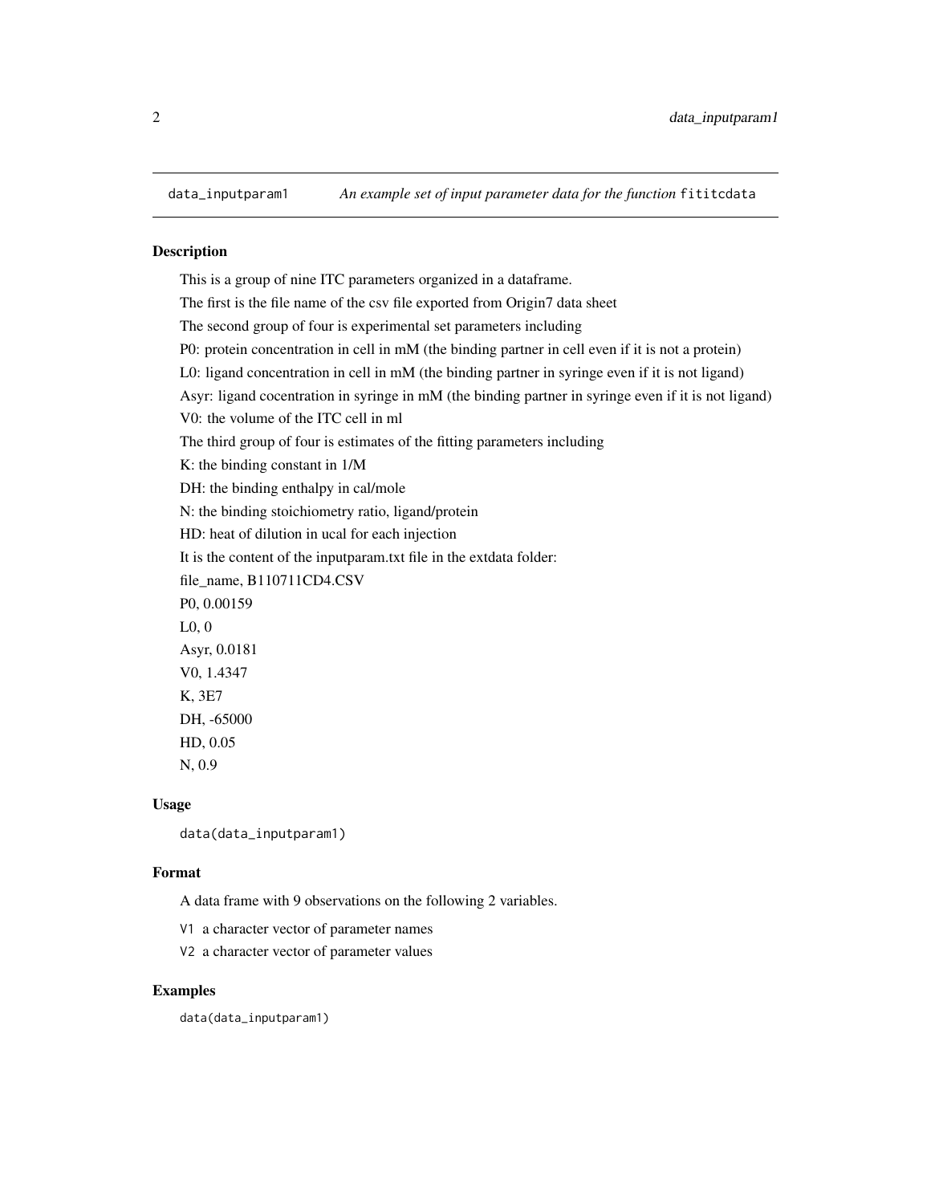## data_inputparam1 — *An example set of input parameter data for the function* `fititcdata`

### Description

This is a group of nine ITC parameters organized in a dataframe.

The first is the file name of the csv file exported from Origin7 data sheet

The second group of four is experimental set parameters including

P0: protein concentration in cell in mM (the binding partner in cell even if it is not a protein)

L0: ligand concentration in cell in mM (the binding partner in syringe even if it is not ligand)

Asyr: ligand cocentration in syringe in mM (the binding partner in syringe even if it is not ligand)

V0: the volume of the ITC cell in ml

The third group of four is estimates of the fitting parameters including

K: the binding constant in 1/M

DH: the binding enthalpy in cal/mole

N: the binding stoichiometry ratio, ligand/protein

HD: heat of dilution in ucal for each injection

It is the content of the inputparam.txt file in the extdata folder:

file_name, B110711CD4.CSV

P0, 0.00159

L0, 0

Asyr, 0.0181

V0, 1.4347

K, 3E7

DH, -65000

HD, 0.05

N, 0.9

### Usage

```
data(data_inputparam1)
```

### Format

A data frame with 9 observations on the following 2 variables.

`V1` a character vector of parameter names

`V2` a character vector of parameter values

### Examples

```
data(data_inputparam1)
```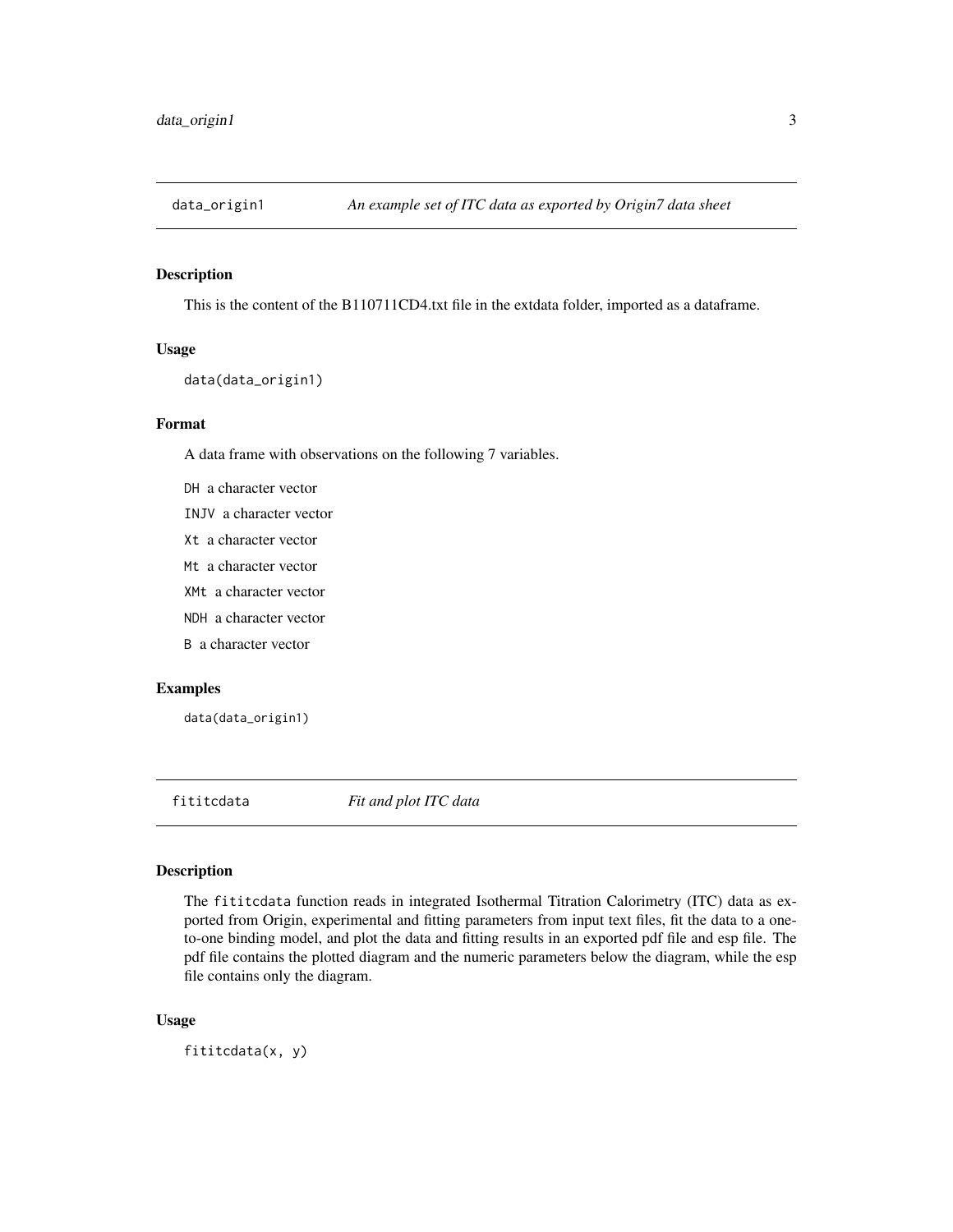## data_origin1 — *An example set of ITC data as exported by Origin7 data sheet*

### Description

This is the content of the B110711CD4.txt file in the extdata folder, imported as a dataframe.

### Usage

```
data(data_origin1)
```

### Format

A data frame with observations on the following 7 variables.

- `DH` a character vector
- `INJV` a character vector
- `Xt` a character vector
- `Mt` a character vector
- `XMt` a character vector
- `NDH` a character vector
- `B` a character vector

### Examples

```
data(data_origin1)
```

## fititcdata — *Fit and plot ITC data*

### Description

The `fititcdata` function reads in integrated Isothermal Titration Calorimetry (ITC) data as exported from Origin, experimental and fitting parameters from input text files, fit the data to a one-to-one binding model, and plot the data and fitting results in an exported pdf file and esp file. The pdf file contains the plotted diagram and the numeric parameters below the diagram, while the esp file contains only the diagram.

### Usage

```
fititcdata(x, y)
```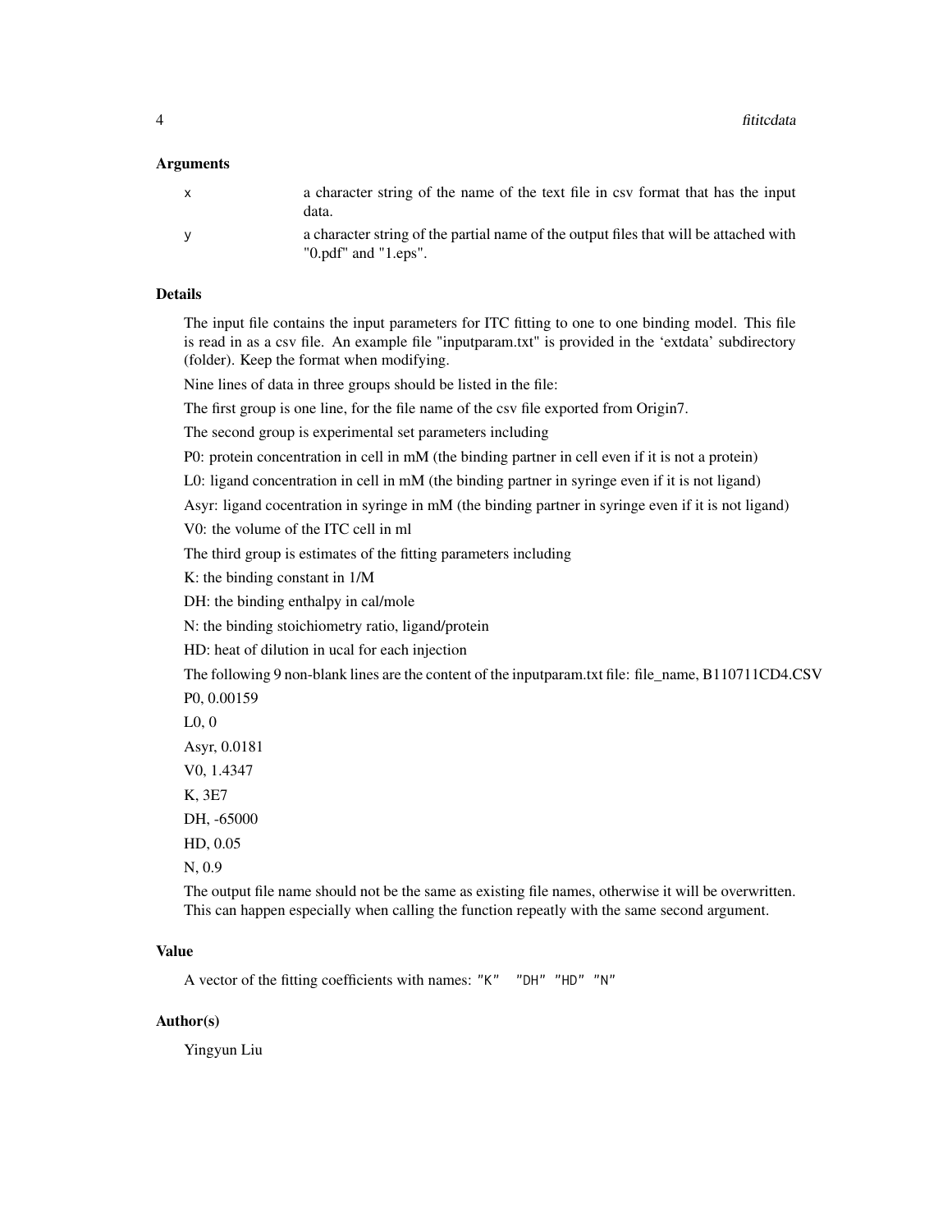### Arguments

| | |
|---|---|
| x | a character string of the name of the text file in csv format that has the input data. |
| y | a character string of the partial name of the output files that will be attached with "0.pdf" and "1.eps". |

### Details

The input file contains the input parameters for ITC fitting to one to one binding model. This file is read in as a csv file. An example file "inputparam.txt" is provided in the 'extdata' subdirectory (folder). Keep the format when modifying.

Nine lines of data in three groups should be listed in the file:

The first group is one line, for the file name of the csv file exported from Origin7.

The second group is experimental set parameters including

P0: protein concentration in cell in mM (the binding partner in cell even if it is not a protein)

L0: ligand concentration in cell in mM (the binding partner in syringe even if it is not ligand)

Asyr: ligand cocentration in syringe in mM (the binding partner in syringe even if it is not ligand)

V0: the volume of the ITC cell in ml

The third group is estimates of the fitting parameters including

K: the binding constant in 1/M

DH: the binding enthalpy in cal/mole

N: the binding stoichiometry ratio, ligand/protein

HD: heat of dilution in ucal for each injection

The following 9 non-blank lines are the content of the inputparam.txt file: file_name, B110711CD4.CSV

P0, 0.00159

L0, 0

Asyr, 0.0181

V0, 1.4347

K, 3E7

DH, -65000

HD, 0.05

N, 0.9

The output file name should not be the same as existing file names, otherwise it will be overwritten. This can happen especially when calling the function repeatly with the same second argument.

### Value

A vector of the fitting coefficients with names: `"K"  "DH" "HD" "N"`

### Author(s)

Yingyun Liu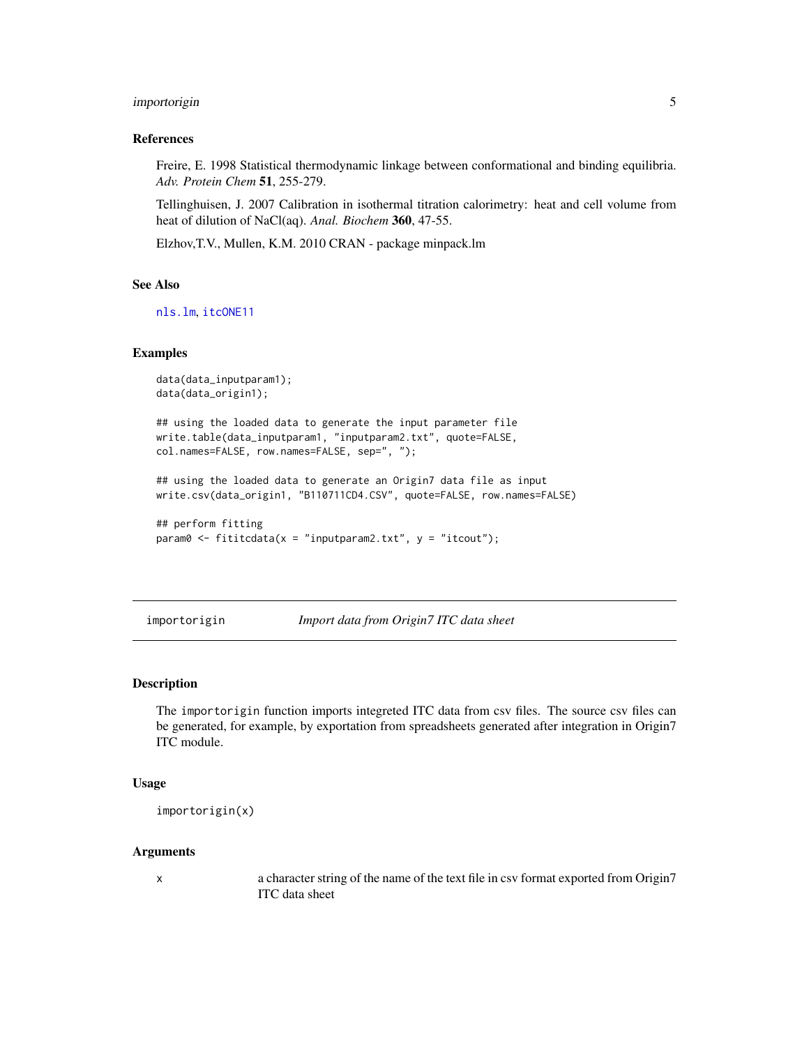### References

Freire, E. 1998 Statistical thermodynamic linkage between conformational and binding equilibria. *Adv. Protein Chem* **51**, 255-279.

Tellinghuisen, J. 2007 Calibration in isothermal titration calorimetry: heat and cell volume from heat of dilution of NaCl(aq). *Anal. Biochem* **360**, 47-55.

Elzhov,T.V., Mullen, K.M. 2010 CRAN - package minpack.lm

### See Also

nls.lm, itcONE11

### Examples

```
data(data_inputparam1);
data(data_origin1);

## using the loaded data to generate the input parameter file
write.table(data_inputparam1, "inputparam2.txt", quote=FALSE,
col.names=FALSE, row.names=FALSE, sep=", ");

## using the loaded data to generate an Origin7 data file as input
write.csv(data_origin1, "B110711CD4.CSV", quote=FALSE, row.names=FALSE)

## perform fitting
param0 <- fititcdata(x = "inputparam2.txt", y = "itcout");
```

---

## importorigin — *Import data from Origin7 ITC data sheet*

### Description

The importorigin function imports integreted ITC data from csv files. The source csv files can be generated, for example, by exportation from spreadsheets generated after integration in Origin7 ITC module.

### Usage

```
importorigin(x)
```

### Arguments

| | |
|---|---|
| x | a character string of the name of the text file in csv format exported from Origin7 ITC data sheet |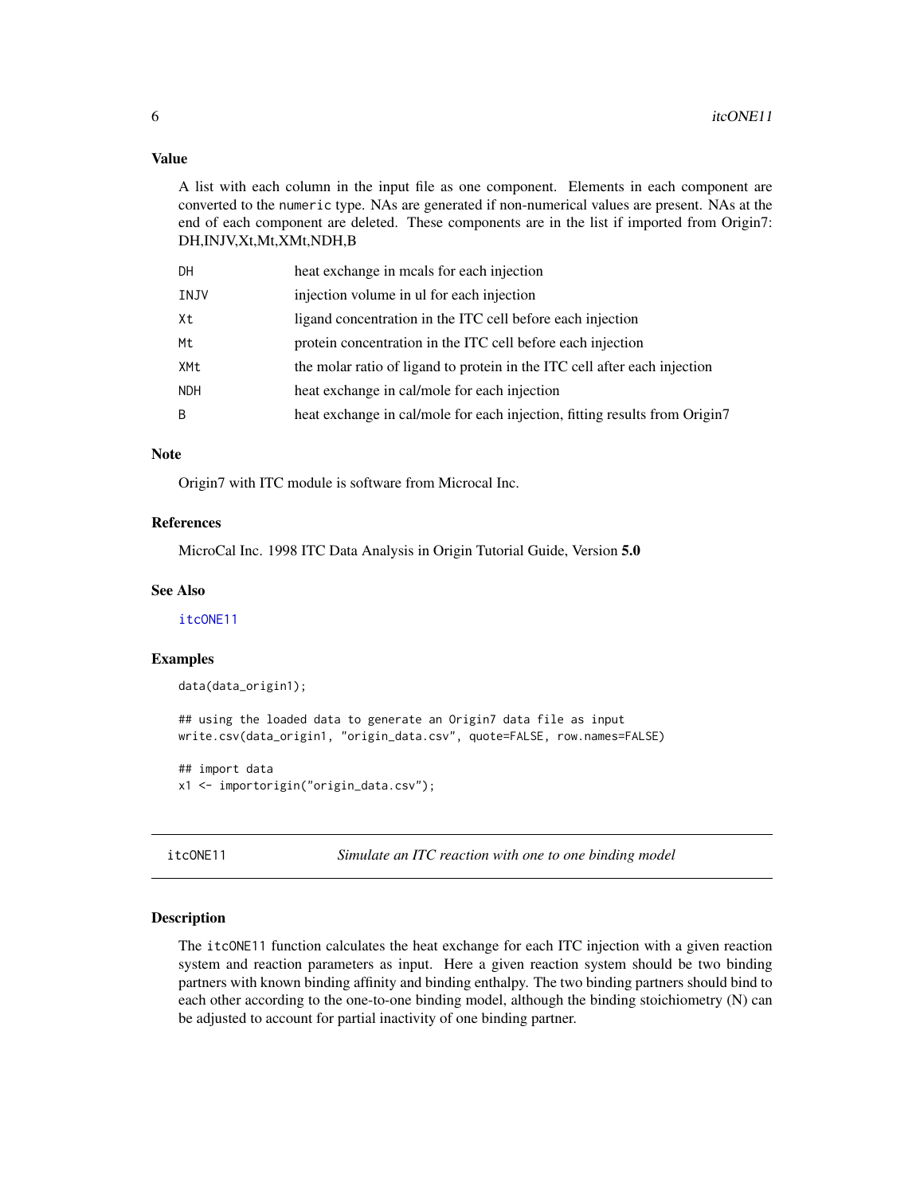### Value

A list with each column in the input file as one component. Elements in each component are converted to the `numeric` type. NAs are generated if non-numerical values are present. NAs at the end of each component are deleted. These components are in the list if imported from Origin7: DH,INJV,Xt,Mt,XMt,NDH,B

| | |
|---|---|
| `DH` | heat exchange in mcals for each injection |
| `INJV` | injection volume in ul for each injection |
| `Xt` | ligand concentration in the ITC cell before each injection |
| `Mt` | protein concentration in the ITC cell before each injection |
| `XMt` | the molar ratio of ligand to protein in the ITC cell after each injection |
| `NDH` | heat exchange in cal/mole for each injection |
| `B` | heat exchange in cal/mole for each injection, fitting results from Origin7 |

### Note

Origin7 with ITC module is software from Microcal Inc.

### References

MicroCal Inc. 1998 ITC Data Analysis in Origin Tutorial Guide, Version **5.0**

### See Also

`itcONE11`

### Examples

```
data(data_origin1);

## using the loaded data to generate an Origin7 data file as input
write.csv(data_origin1, "origin_data.csv", quote=FALSE, row.names=FALSE)

## import data
x1 <- importorigin("origin_data.csv");
```

## itcONE11 — *Simulate an ITC reaction with one to one binding model*

### Description

The `itcONE11` function calculates the heat exchange for each ITC injection with a given reaction system and reaction parameters as input. Here a given reaction system should be two binding partners with known binding affinity and binding enthalpy. The two binding partners should bind to each other according to the one-to-one binding model, although the binding stoichiometry (N) can be adjusted to account for partial inactivity of one binding partner.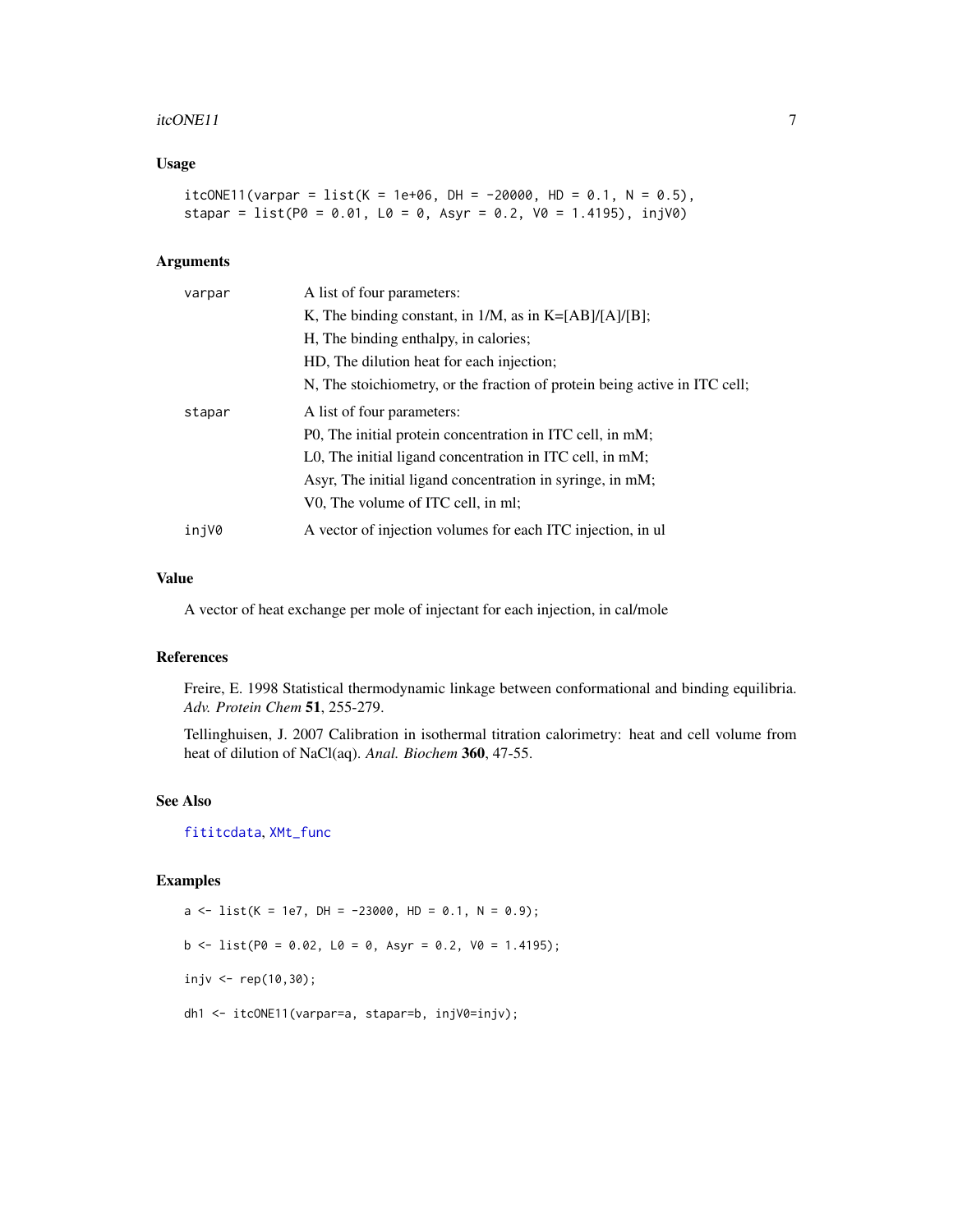## Usage

```
itcONE11(varpar = list(K = 1e+06, DH = -20000, HD = 0.1, N = 0.5),
stapar = list(P0 = 0.01, L0 = 0, Asyr = 0.2, V0 = 1.4195), injV0)
```

## Arguments

| | |
|---|---|
| varpar | A list of four parameters:<br>K, The binding constant, in 1/M, as in K=[AB]/[A]/[B];<br>H, The binding enthalpy, in calories;<br>HD, The dilution heat for each injection;<br>N, The stoichiometry, or the fraction of protein being active in ITC cell; |
| stapar | A list of four parameters:<br>P0, The initial protein concentration in ITC cell, in mM;<br>L0, The initial ligand concentration in ITC cell, in mM;<br>Asyr, The initial ligand concentration in syringe, in mM;<br>V0, The volume of ITC cell, in ml; |
| injV0 | A vector of injection volumes for each ITC injection, in ul |

## Value

A vector of heat exchange per mole of injectant for each injection, in cal/mole

## References

Freire, E. 1998 Statistical thermodynamic linkage between conformational and binding equilibria. *Adv. Protein Chem* **51**, 255-279.

Tellinghuisen, J. 2007 Calibration in isothermal titration calorimetry: heat and cell volume from heat of dilution of NaCl(aq). *Anal. Biochem* **360**, 47-55.

## See Also

fititcdata, XMt_func

## Examples

```
a <- list(K = 1e7, DH = -23000, HD = 0.1, N = 0.9);

b <- list(P0 = 0.02, L0 = 0, Asyr = 0.2, V0 = 1.4195);

injv <- rep(10,30);

dh1 <- itcONE11(varpar=a, stapar=b, injV0=injv);
```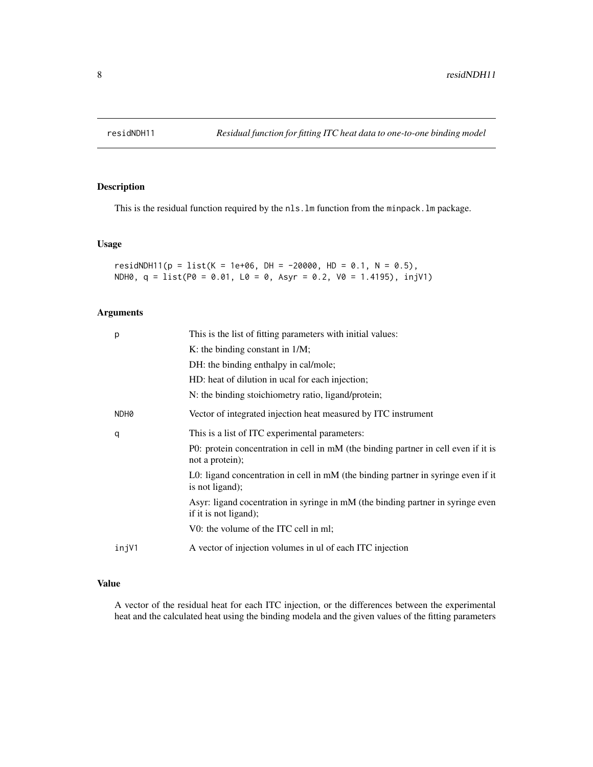## residNDH11 — *Residual function for fitting ITC heat data to one-to-one binding model*

### Description

This is the residual function required by the `nls.lm` function from the `minpack.lm` package.

### Usage

```
residNDH11(p = list(K = 1e+06, DH = -20000, HD = 0.1, N = 0.5),
NDH0, q = list(P0 = 0.01, L0 = 0, Asyr = 0.2, V0 = 1.4195), injV1)
```

### Arguments

| | |
|---|---|
| `p` | This is the list of fitting parameters with initial values:<br>K: the binding constant in 1/M;<br>DH: the binding enthalpy in cal/mole;<br>HD: heat of dilution in ucal for each injection;<br>N: the binding stoichiometry ratio, ligand/protein; |
| `NDH0` | Vector of integrated injection heat measured by ITC instrument |
| `q` | This is a list of ITC experimental parameters:<br>P0: protein concentration in cell in mM (the binding partner in cell even if it is not a protein);<br>L0: ligand concentration in cell in mM (the binding partner in syringe even if it is not ligand);<br>Asyr: ligand cocentration in syringe in mM (the binding partner in syringe even if it is not ligand);<br>V0: the volume of the ITC cell in ml; |
| `injV1` | A vector of injection volumes in ul of each ITC injection |

### Value

A vector of the residual heat for each ITC injection, or the differences between the experimental heat and the calculated heat using the binding modela and the given values of the fitting parameters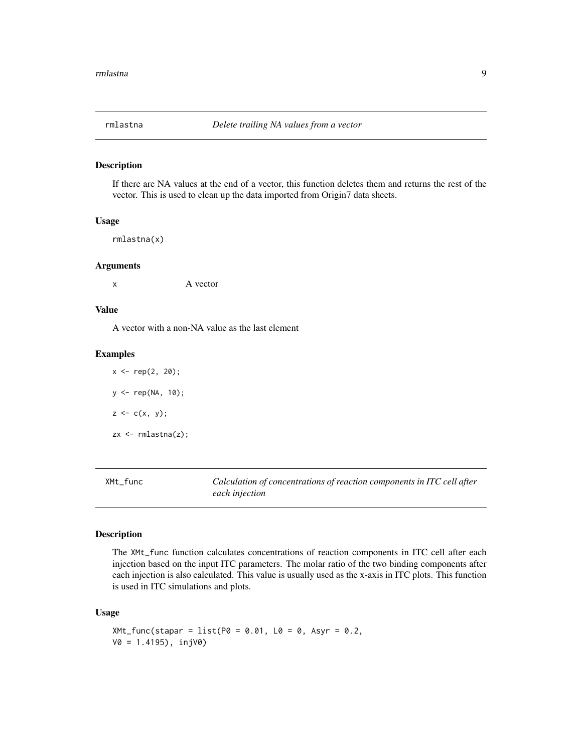## rmlastna — *Delete trailing NA values from a vector*

### Description

If there are NA values at the end of a vector, this function deletes them and returns the rest of the vector. This is used to clean up the data imported from Origin7 data sheets.

### Usage

```
rmlastna(x)
```

### Arguments

| | |
|---|---|
| x | A vector |

### Value

A vector with a non-NA value as the last element

### Examples

```
x <- rep(2, 20);

y <- rep(NA, 10);

z <- c(x, y);

zx <- rmlastna(z);
```

## XMt_func — *Calculation of concentrations of reaction components in ITC cell after each injection*

### Description

The `XMt_func` function calculates concentrations of reaction components in ITC cell after each injection based on the input ITC parameters. The molar ratio of the two binding components after each injection is also calculated. This value is usually used as the x-axis in ITC plots. This function is used in ITC simulations and plots.

### Usage

```
XMt_func(stapar = list(P0 = 0.01, L0 = 0, Asyr = 0.2,
V0 = 1.4195), injV0)
```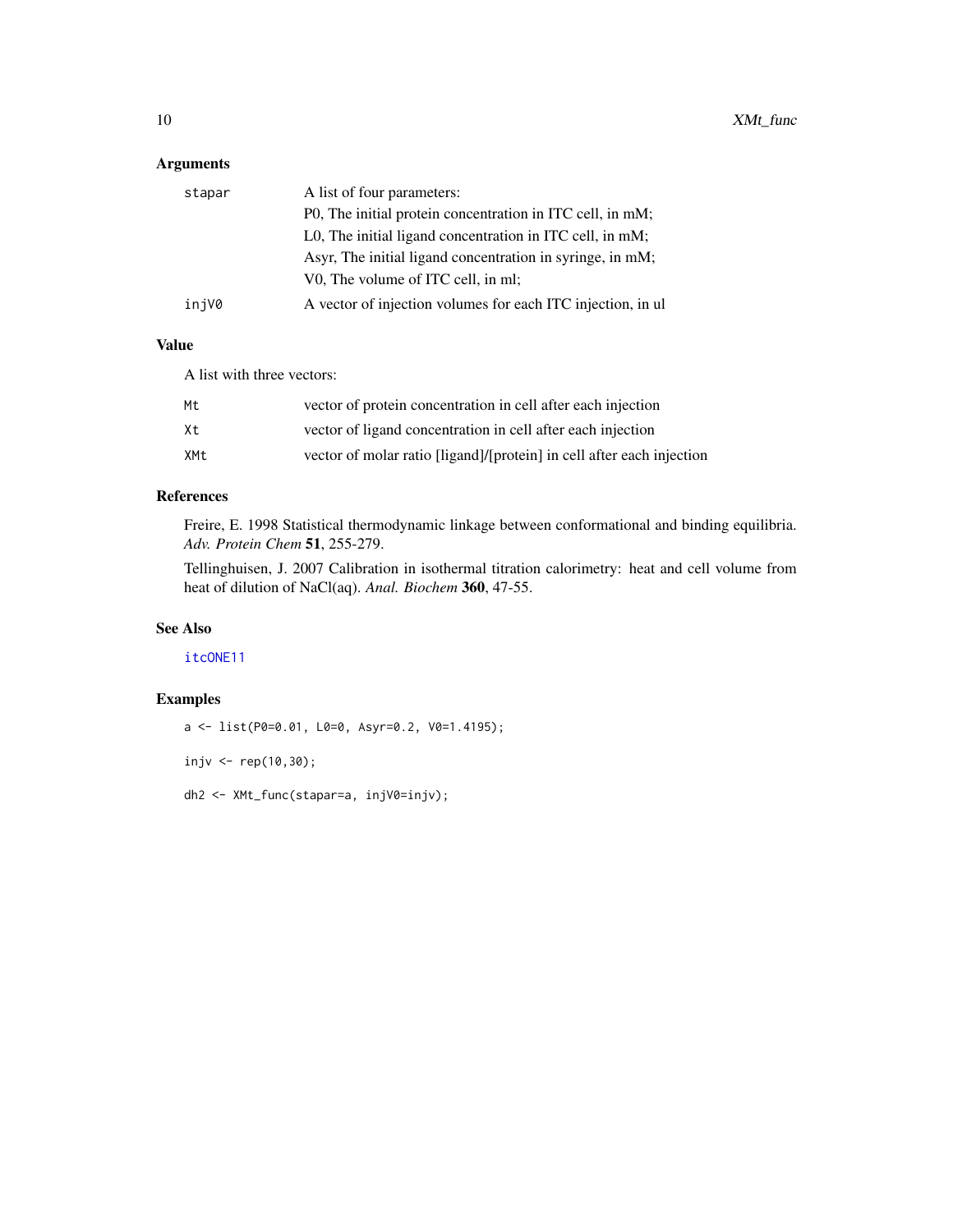## Arguments

| | |
|---|---|
| stapar | A list of four parameters:<br>P0, The initial protein concentration in ITC cell, in mM;<br>L0, The initial ligand concentration in ITC cell, in mM;<br>Asyr, The initial ligand concentration in syringe, in mM;<br>V0, The volume of ITC cell, in ml; |
| injV0 | A vector of injection volumes for each ITC injection, in ul |

## Value

A list with three vectors:

| | |
|---|---|
| Mt | vector of protein concentration in cell after each injection |
| Xt | vector of ligand concentration in cell after each injection |
| XMt | vector of molar ratio [ligand]/[protein] in cell after each injection |

## References

Freire, E. 1998 Statistical thermodynamic linkage between conformational and binding equilibria. *Adv. Protein Chem* **51**, 255-279.

Tellinghuisen, J. 2007 Calibration in isothermal titration calorimetry: heat and cell volume from heat of dilution of NaCl(aq). *Anal. Biochem* **360**, 47-55.

## See Also

itcONE11

## Examples

```
a <- list(P0=0.01, L0=0, Asyr=0.2, V0=1.4195);

injv <- rep(10,30);

dh2 <- XMt_func(stapar=a, injV0=injv);
```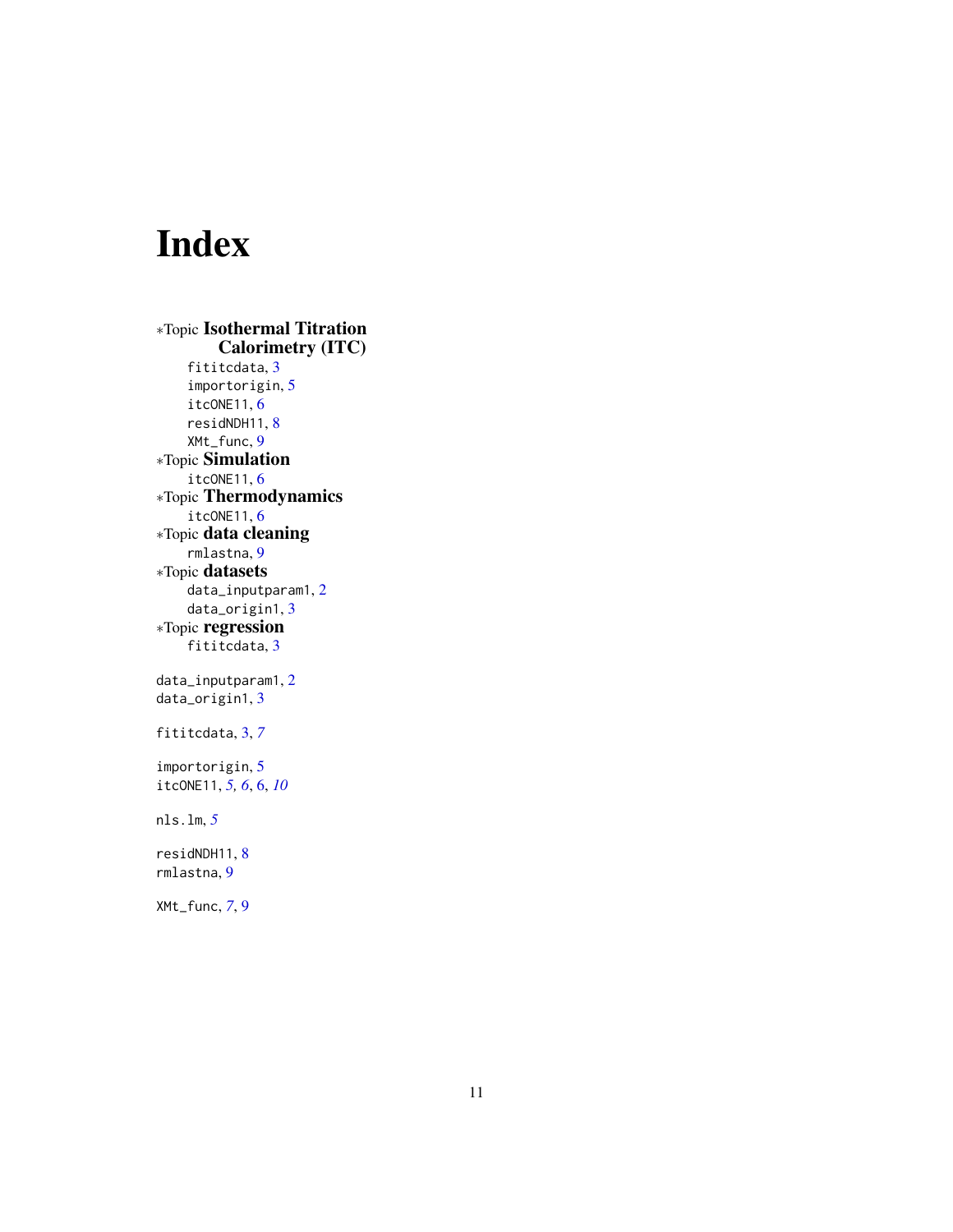# Index

∗Topic **Isothermal Titration Calorimetry (ITC)**
- fititcdata, 3
- importorigin, 5
- itcONE11, 6
- residNDH11, 8
- XMt_func, 9

∗Topic **Simulation**
- itcONE11, 6

∗Topic **Thermodynamics**
- itcONE11, 6

∗Topic **data cleaning**
- rmlastna, 9

∗Topic **datasets**
- data_inputparam1, 2
- data_origin1, 3

∗Topic **regression**
- fititcdata, 3

data_inputparam1, 2
data_origin1, 3

fititcdata, 3, *7*

importorigin, 5
itcONE11, *5, 6*, 6, *10*

nls.lm, *5*

residNDH11, 8
rmlastna, 9

XMt_func, *7*, 9